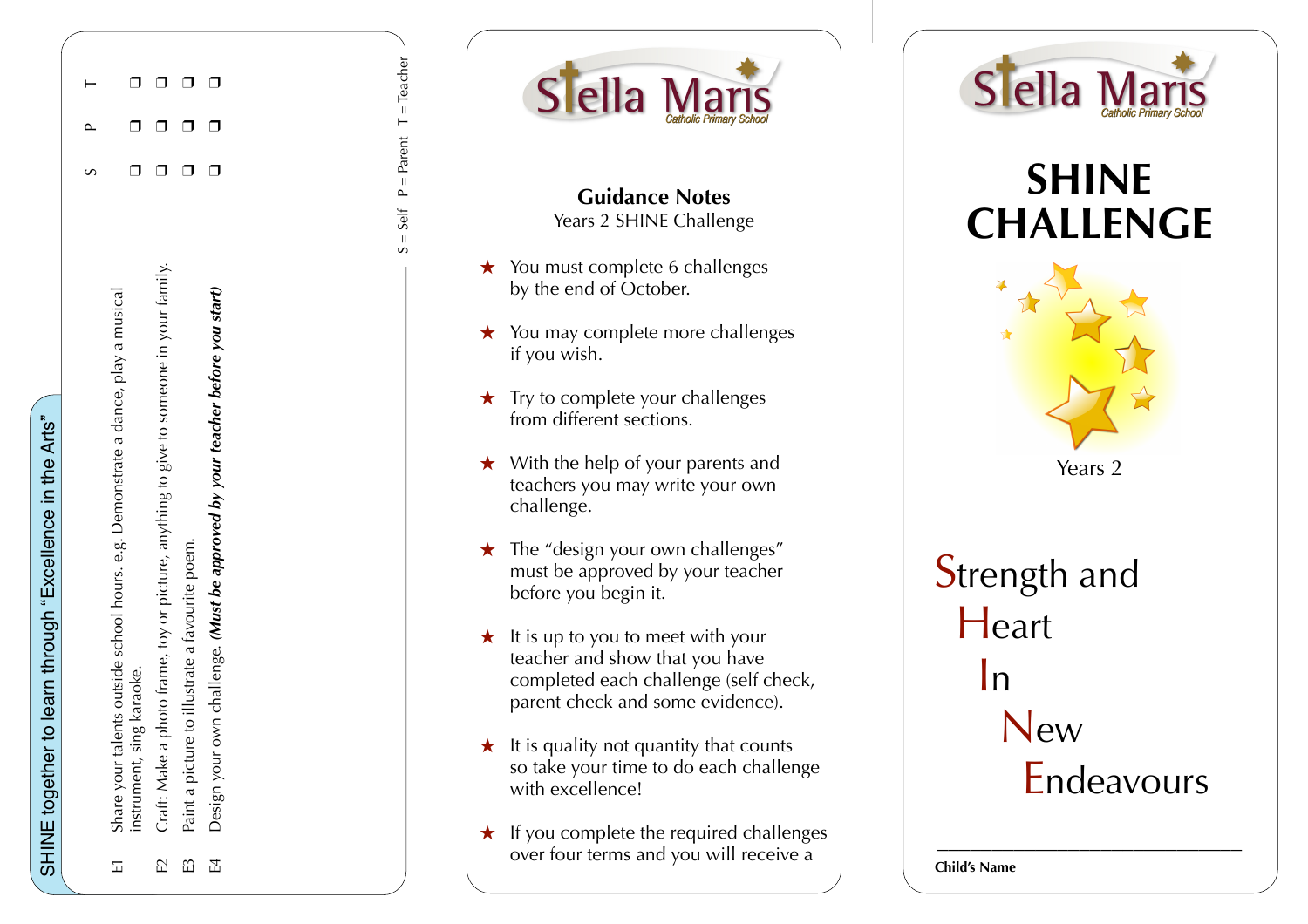## SHINE together to learn through "Excellence in the Arts"

| | Challenge | S | P | T |
|---|---|---|---|---|
| E1 | Share your talents outside school hours. e.g. Demonstrate a dance, play a musical instrument, sing karaoke. | ❒ | ❒ | ❒ |
| E2 | Craft: Make a photo frame, toy or picture, anything to give to someone in your family. | ❒ | ❒ | ❒ |
| E3 | Paint a picture to illustrate a favourite poem. | ❒ | ❒ | ❒ |
| E4 | Design your own challenge. ***(Must be approved by your teacher before you start)*** | ❒ | ❒ | ❒ |

S = Self P = Parent T = Teacher

Stella Maris Catholic Primary School

### Guidance Notes

Years 2 SHINE Challenge

- ★ You must complete 6 challenges by the end of October.
- ★ You may complete more challenges if you wish.
- ★ Try to complete your challenges from different sections.
- ★ With the help of your parents and teachers you may write your own challenge.
- ★ The "design your own challenges" must be approved by your teacher before you begin it.
- ★ It is up to you to meet with your teacher and show that you have completed each challenge (self check, parent check and some evidence).
- ★ It is quality not quantity that counts so take your time to do each challenge with excellence!
- ★ If you complete the required challenges over four terms and you will receive a

Stella Maris Catholic Primary School

# SHINE CHALLENGE

Years 2

**S**trength and
**H**eart
**I**n
**N**ew
**E**ndeavours

______________________________

**Child's Name**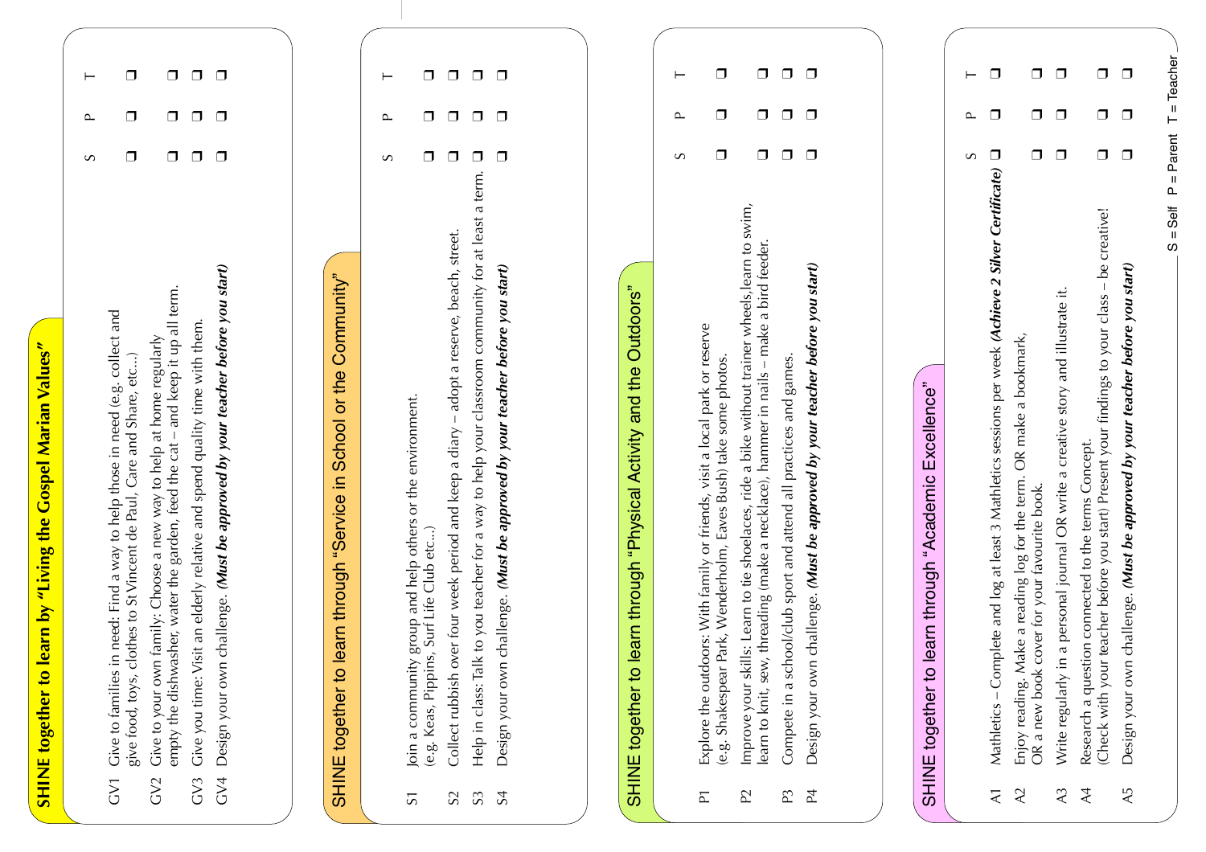## SHINE together to learn by *"Living the Gospel Marian Values"*

| | | S | P | T |
|---|---|---|---|---|
| GV1 | Give to families in need: Find a way to help those in need (e.g. collect and give food, toys, clothes to St Vincent de Paul, Care and Share, etc...) | ❐ | ❐ | ❐ |
| GV2 | Give to your own family: Choose a new way to help at home regularly empty the dishwasher, water the garden, feed the cat – and keep it up all term. | ❐ | ❐ | ❐ |
| GV3 | Give you time: Visit an elderly relative and spend quality time with them. | ❐ | ❐ | ❐ |
| GV4 | Design your own challenge. ***(Must be approved by your teacher before you start)*** | ❐ | ❐ | ❐ |

## SHINE together to learn through "Service in School or the Community"

| | | S | P | T |
|---|---|---|---|---|
| S1 | Join a community group and help others or the environment. (e.g. Keas, Pippins, Surf Life Club etc...) | ❐ | ❐ | ❐ |
| S2 | Collect rubbish over four week period and keep a diary – adopt a reserve, beach, street. | ❐ | ❐ | ❐ |
| S3 | Help in class: Talk to you teacher for a way to help your classroom community for at least a term. | ❐ | ❐ | ❐ |
| S4 | Design your own challenge. ***(Must be approved by your teacher before you start)*** | ❐ | ❐ | ❐ |

## SHINE together to learn through "Physical Activity and the Outdoors"

| | | S | P | T |
|---|---|---|---|---|
| P1 | Explore the outdoors: With family or friends, visit a local park or reserve (e.g. Shakespear Park, Wenderholm, Eaves Bush) take some photos. | ❐ | ❐ | ❐ |
| P2 | Improve your skills: Learn to tie shoelaces, ride a bike without trainer wheels, learn to swim, learn to knit, sew, threading (make a necklace), hammer in nails – make a bird feeder. | ❐ | ❐ | ❐ |
| P3 | Compete in a school/club sport and attend all practices and games. | ❐ | ❐ | ❐ |
| P4 | Design your own challenge. ***(Must be approved by your teacher before you start)*** | ❐ | ❐ | ❐ |

## SHINE together to learn through "Academic Excellence"

| | | S | P | T |
|---|---|---|---|---|
| A1 | Mathletics – Complete and log at least 3 Mathletics sessions per week ***(Achieve 2 Silver Certificate)*** | ❐ | ❐ | ❐ |
| A2 | Enjoy reading. Make a reading log for the term. OR make a bookmark, OR a new book cover for your favourite book. | ❐ | ❐ | ❐ |
| A3 | Write regularly in a personal journal OR write a creative story and illustrate it. | ❐ | ❐ | ❐ |
| A4 | Research a question connected to the terms Concept. (Check with your teacher before you start) Present your findings to your class – be creative! | ❐ | ❐ | ❐ |
| A5 | Design your own challenge. ***(Must be approved by your teacher before you start)*** | ❐ | ❐ | ❐ |

S = Self P = Parent T = Teacher